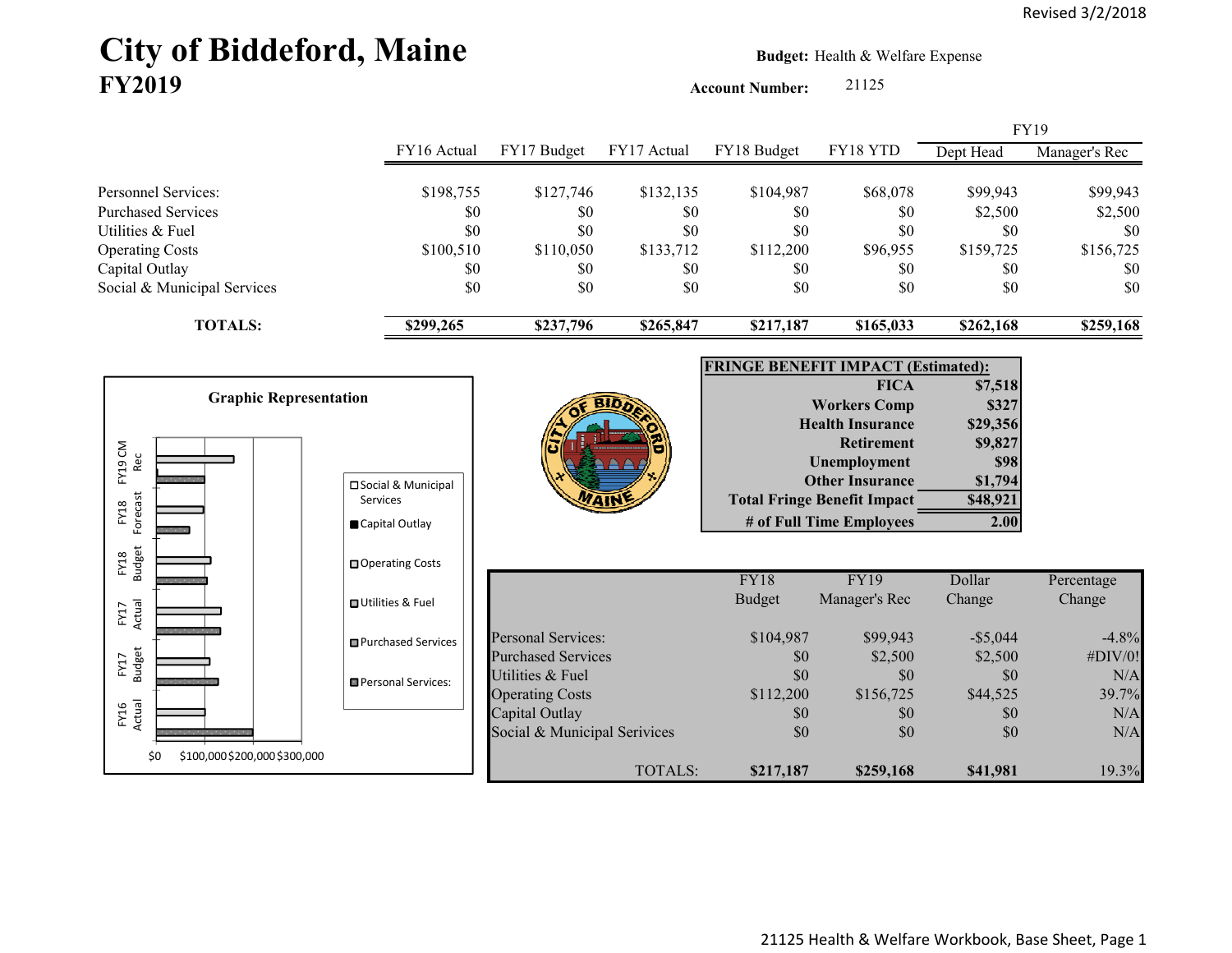Revised 3/2/2018

# City of Biddeford, Maine
## FY2019

**Budget:** Health & Welfare Expense

**Account Number:** 21125

| | FY16 Actual | FY17 Budget | FY17 Actual | FY18 Budget | FY18 YTD | FY19 Dept Head | FY19 Manager's Rec |
|---|---|---|---|---|---|---|---|
| Personnel Services: | $198,755 | $127,746 | $132,135 | $104,987 | $68,078 | $99,943 | $99,943 |
| Purchased Services | $0 | $0 | $0 | $0 | $0 | $2,500 | $2,500 |
| Utilities & Fuel | $0 | $0 | $0 | $0 | $0 | $0 | $0 |
| Operating Costs | $100,510 | $110,050 | $133,712 | $112,200 | $96,955 | $159,725 | $156,725 |
| Capital Outlay | $0 | $0 | $0 | $0 | $0 | $0 | $0 |
| Social & Municipal Services | $0 | $0 | $0 | $0 | $0 | $0 | $0 |
| **TOTALS:** | **$299,265** | **$237,796** | **$265,847** | **$217,187** | **$165,033** | **$262,168** | **$259,168** |

**Graphic Representation**

| **FRINGE BENEFIT IMPACT (Estimated):** | |
|---|---|
| **FICA** | **$7,518** |
| **Workers Comp** | **$327** |
| **Health Insurance** | **$29,356** |
| **Retirement** | **$9,827** |
| **Unemployment** | **$98** |
| **Other Insurance** | **$1,794** |
| **Total Fringe Benefit Impact** | **$48,921** |
| **# of Full Time Employees** | **2.00** |

| | FY18 Budget | FY19 Manager's Rec | Dollar Change | Percentage Change |
|---|---|---|---|---|
| Personal Services: | $104,987 | $99,943 | -$5,044 | -4.8% |
| Purchased Services | $0 | $2,500 | $2,500 | #DIV/0! |
| Utilities & Fuel | $0 | $0 | $0 | N/A |
| Operating Costs | $112,200 | $156,725 | $44,525 | 39.7% |
| Capital Outlay | $0 | $0 | $0 | N/A |
| Social & Municipal Services | $0 | $0 | $0 | N/A |
| TOTALS: | **$217,187** | **$259,168** | **$41,981** | 19.3% |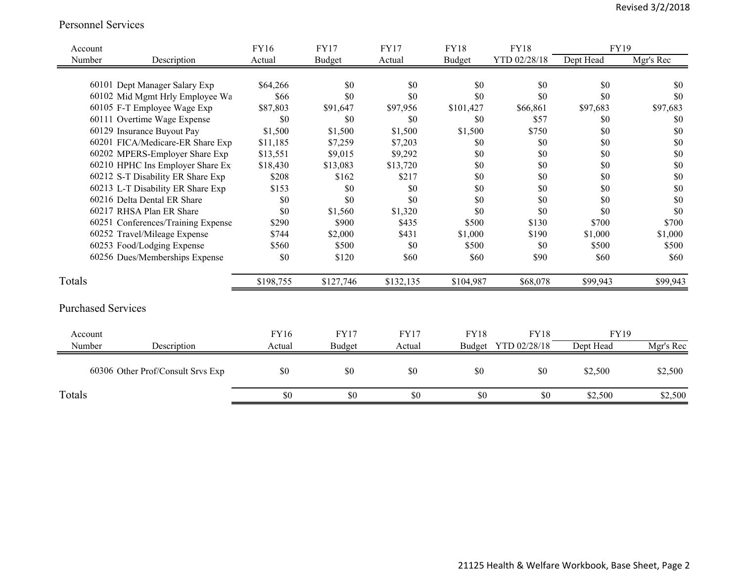Revised 3/2/2018

## Personnel Services

| Account Number | Description | FY16 Actual | FY17 Budget | FY17 Actual | FY18 Budget | FY18 YTD 02/28/18 | FY19 Dept Head | FY19 Mgr's Rec |
|---|---|---|---|---|---|---|---|---|
| 60101 | Dept Manager Salary Exp | $64,266 | $0 | $0 | $0 | $0 | $0 | $0 |
| 60102 | Mid Mgmt Hrly Employee Wa | $66 | $0 | $0 | $0 | $0 | $0 | $0 |
| 60105 | F-T Employee Wage Exp | $87,803 | $91,647 | $97,956 | $101,427 | $66,861 | $97,683 | $97,683 |
| 60111 | Overtime Wage Expense | $0 | $0 | $0 | $0 | $57 | $0 | $0 |
| 60129 | Insurance Buyout Pay | $1,500 | $1,500 | $1,500 | $1,500 | $750 | $0 | $0 |
| 60201 | FICA/Medicare-ER Share Exp | $11,185 | $7,259 | $7,203 | $0 | $0 | $0 | $0 |
| 60202 | MPERS-Employer Share Exp | $13,551 | $9,015 | $9,292 | $0 | $0 | $0 | $0 |
| 60210 | HPHC Ins Employer Share Ex | $18,430 | $13,083 | $13,720 | $0 | $0 | $0 | $0 |
| 60212 | S-T Disability ER Share Exp | $208 | $162 | $217 | $0 | $0 | $0 | $0 |
| 60213 | L-T Disability ER Share Exp | $153 | $0 | $0 | $0 | $0 | $0 | $0 |
| 60216 | Delta Dental ER Share | $0 | $0 | $0 | $0 | $0 | $0 | $0 |
| 60217 | RHSA Plan ER Share | $0 | $1,560 | $1,320 | $0 | $0 | $0 | $0 |
| 60251 | Conferences/Training Expense | $290 | $900 | $435 | $500 | $130 | $700 | $700 |
| 60252 | Travel/Mileage Expense | $744 | $2,000 | $431 | $1,000 | $190 | $1,000 | $1,000 |
| 60253 | Food/Lodging Expense | $560 | $500 | $0 | $500 | $0 | $500 | $500 |
| 60256 | Dues/Memberships Expense | $0 | $120 | $60 | $60 | $90 | $60 | $60 |
| Totals | | $198,755 | $127,746 | $132,135 | $104,987 | $68,078 | $99,943 | $99,943 |

## Purchased Services

| Account Number | Description | FY16 Actual | FY17 Budget | FY17 Actual | FY18 Budget | FY18 YTD 02/28/18 | FY19 Dept Head | FY19 Mgr's Rec |
|---|---|---|---|---|---|---|---|---|
| 60306 | Other Prof/Consult Srvs Exp | $0 | $0 | $0 | $0 | $0 | $2,500 | $2,500 |
| Totals | | $0 | $0 | $0 | $0 | $0 | $2,500 | $2,500 |

21125 Health & Welfare Workbook, Base Sheet, Page 2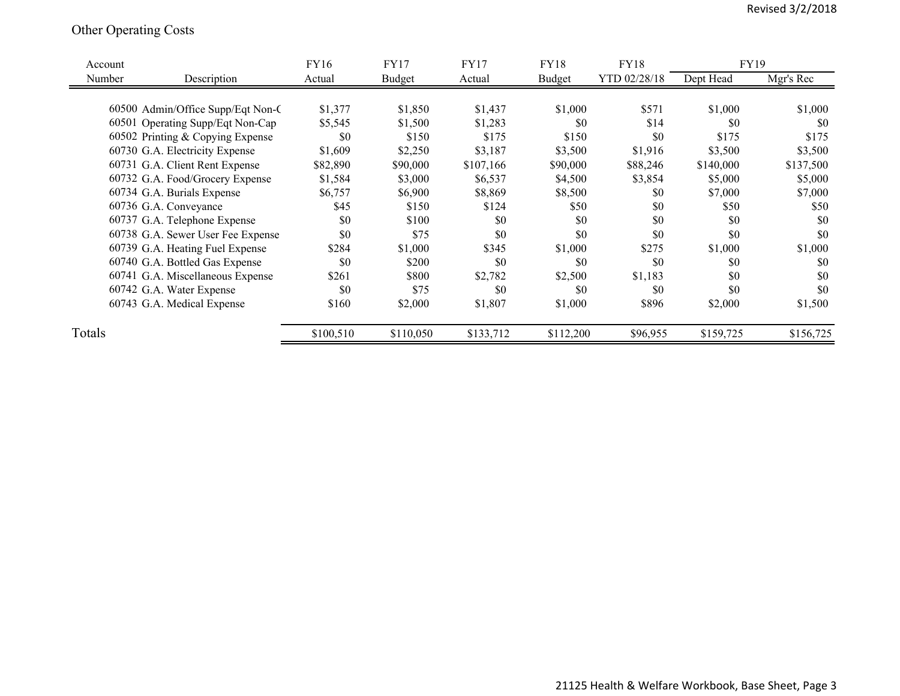Other Operating Costs

| Account Number | Description | FY16 Actual | FY17 Budget | FY17 Actual | FY18 Budget | FY18 YTD 02/28/18 | FY19 Dept Head | FY19 Mgr's Rec |
|---|---|---|---|---|---|---|---|---|
| 60500 | Admin/Office Supp/Eqt Non-C | $1,377 | $1,850 | $1,437 | $1,000 | $571 | $1,000 | $1,000 |
| 60501 | Operating Supp/Eqt Non-Cap | $5,545 | $1,500 | $1,283 | $0 | $14 | $0 | $0 |
| 60502 | Printing & Copying Expense | $0 | $150 | $175 | $150 | $0 | $175 | $175 |
| 60730 | G.A. Electricity Expense | $1,609 | $2,250 | $3,187 | $3,500 | $1,916 | $3,500 | $3,500 |
| 60731 | G.A. Client Rent Expense | $82,890 | $90,000 | $107,166 | $90,000 | $88,246 | $140,000 | $137,500 |
| 60732 | G.A. Food/Grocery Expense | $1,584 | $3,000 | $6,537 | $4,500 | $3,854 | $5,000 | $5,000 |
| 60734 | G.A. Burials Expense | $6,757 | $6,900 | $8,869 | $8,500 | $0 | $7,000 | $7,000 |
| 60736 | G.A. Conveyance | $45 | $150 | $124 | $50 | $0 | $50 | $50 |
| 60737 | G.A. Telephone Expense | $0 | $100 | $0 | $0 | $0 | $0 | $0 |
| 60738 | G.A. Sewer User Fee Expense | $0 | $75 | $0 | $0 | $0 | $0 | $0 |
| 60739 | G.A. Heating Fuel Expense | $284 | $1,000 | $345 | $1,000 | $275 | $1,000 | $1,000 |
| 60740 | G.A. Bottled Gas Expense | $0 | $200 | $0 | $0 | $0 | $0 | $0 |
| 60741 | G.A. Miscellaneous Expense | $261 | $800 | $2,782 | $2,500 | $1,183 | $0 | $0 |
| 60742 | G.A. Water Expense | $0 | $75 | $0 | $0 | $0 | $0 | $0 |
| 60743 | G.A. Medical Expense | $160 | $2,000 | $1,807 | $1,000 | $896 | $2,000 | $1,500 |
| **Totals** | | $100,510 | $110,050 | $133,712 | $112,200 | $96,955 | $159,725 | $156,725 |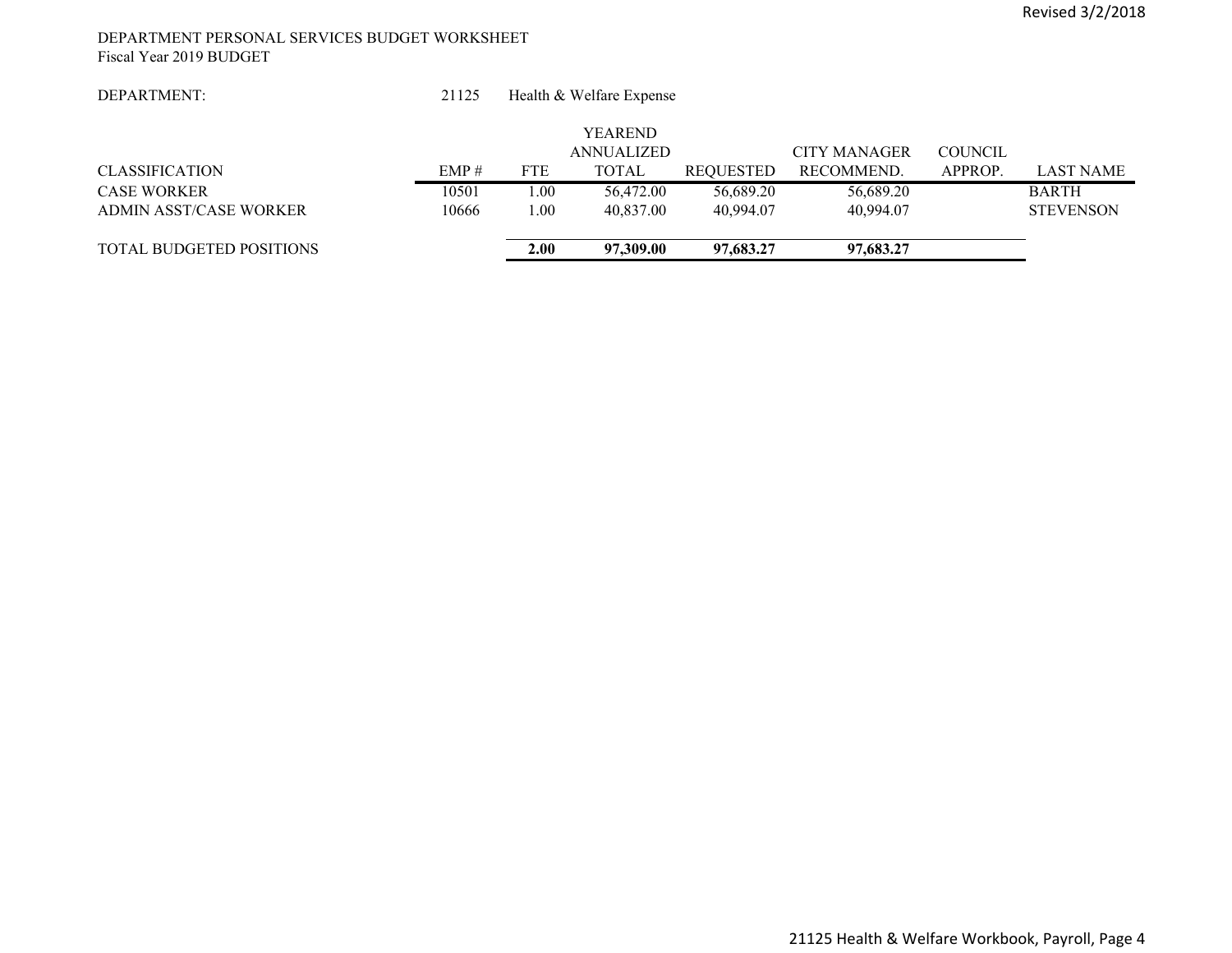DEPARTMENT PERSONAL SERVICES BUDGET WORKSHEET
Fiscal Year 2019 BUDGET

DEPARTMENT: 21125 Health & Welfare Expense

| CLASSIFICATION | EMP # | FTE | YEAREND ANNUALIZED TOTAL | REQUESTED | CITY MANAGER RECOMMEND. | COUNCIL APPROP. | LAST NAME |
|---|---|---|---|---|---|---|---|
| CASE WORKER | 10501 | 1.00 | 56,472.00 | 56,689.20 | 56,689.20 | | BARTH |
| ADMIN ASST/CASE WORKER | 10666 | 1.00 | 40,837.00 | 40,994.07 | 40,994.07 | | STEVENSON |
| TOTAL BUDGETED POSITIONS | | **2.00** | **97,309.00** | **97,683.27** | **97,683.27** | | |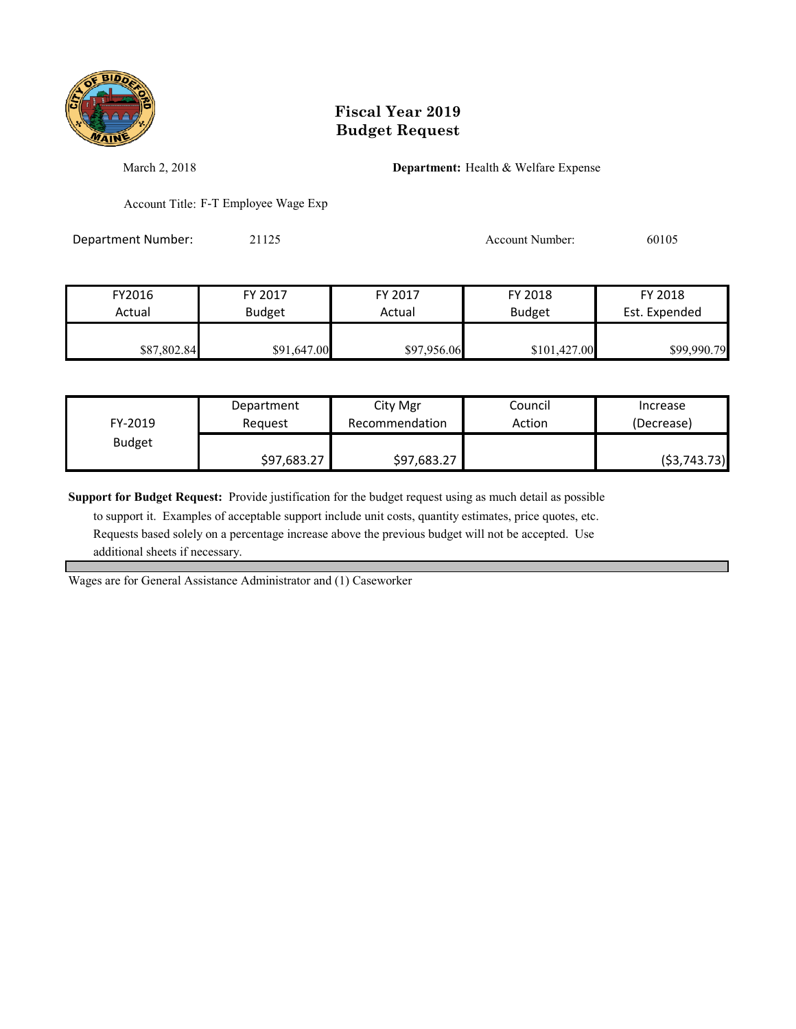# Fiscal Year 2019
# Budget Request

March 2, 2018

**Department:** Health & Welfare Expense

Account Title: F-T Employee Wage Exp

Department Number: 21125

Account Number: 60105

| FY2016 Actual | FY 2017 Budget | FY 2017 Actual | FY 2018 Budget | FY 2018 Est. Expended |
|---|---|---|---|---|
| $87,802.84 | $91,647.00 | $97,956.06 | $101,427.00 | $99,990.79 |

| FY-2019 Budget | Department Request | City Mgr Recommendation | Council Action | Increase (Decrease) |
|---|---|---|---|---|
| | $97,683.27 | $97,683.27 | | ($3,743.73) |

**Support for Budget Request:** Provide justification for the budget request using as much detail as possible to support it. Examples of acceptable support include unit costs, quantity estimates, price quotes, etc. Requests based solely on a percentage increase above the previous budget will not be accepted. Use additional sheets if necessary.

Wages are for General Assistance Administrator and (1) Caseworker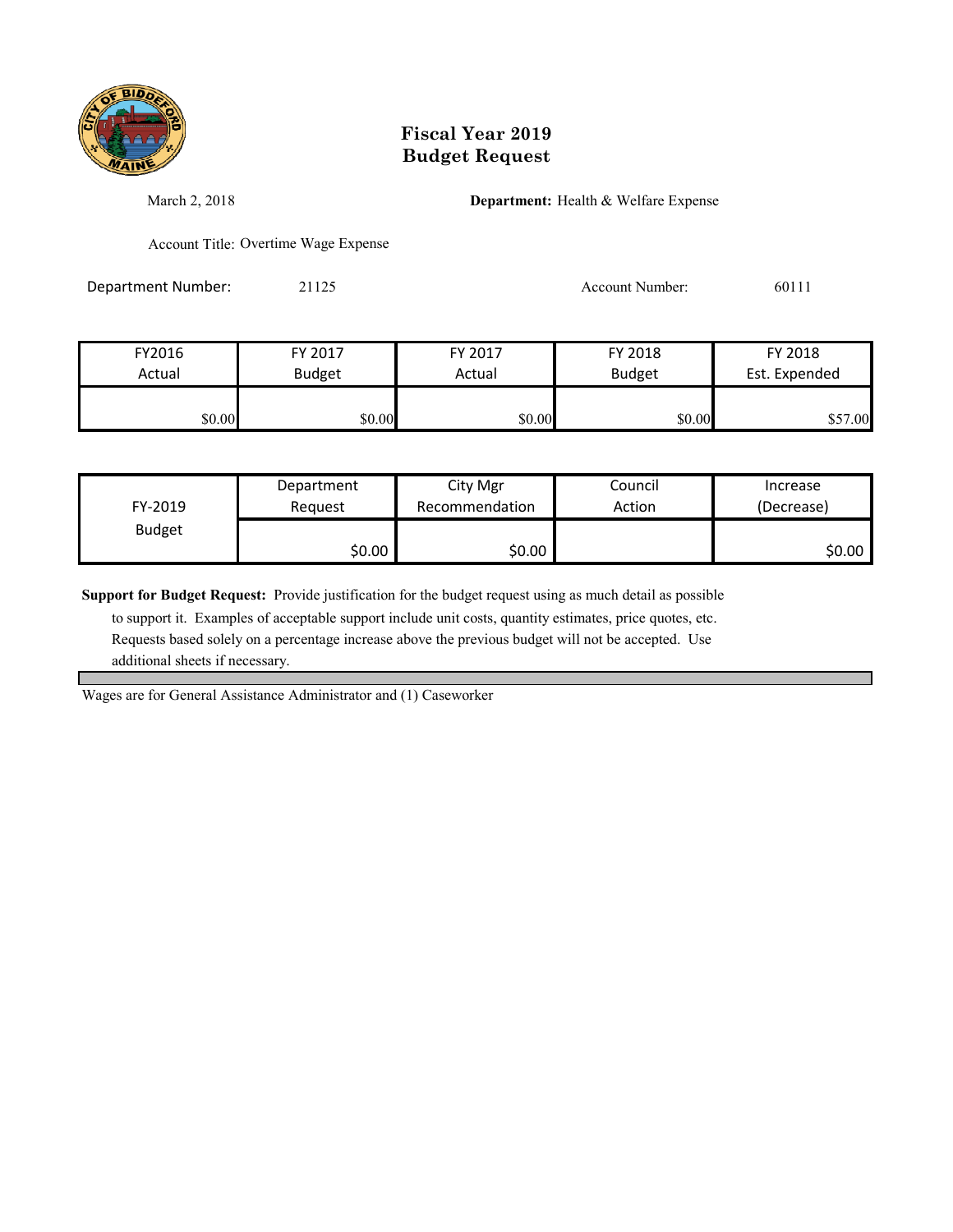# Fiscal Year 2019
# Budget Request

March 2, 2018

**Department:** Health & Welfare Expense

Account Title: Overtime Wage Expense

Department Number: 21125

Account Number: 60111

| FY2016 Actual | FY 2017 Budget | FY 2017 Actual | FY 2018 Budget | FY 2018 Est. Expended |
|---|---|---|---|---|
| $0.00 | $0.00 | $0.00 | $0.00 | $57.00 |

| FY-2019 Budget | Department Request | City Mgr Recommendation | Council Action | Increase (Decrease) |
|---|---|---|---|---|
| | $0.00 | $0.00 | | $0.00 |

**Support for Budget Request:** Provide justification for the budget request using as much detail as possible to support it. Examples of acceptable support include unit costs, quantity estimates, price quotes, etc. Requests based solely on a percentage increase above the previous budget will not be accepted. Use additional sheets if necessary.

Wages are for General Assistance Administrator and (1) Caseworker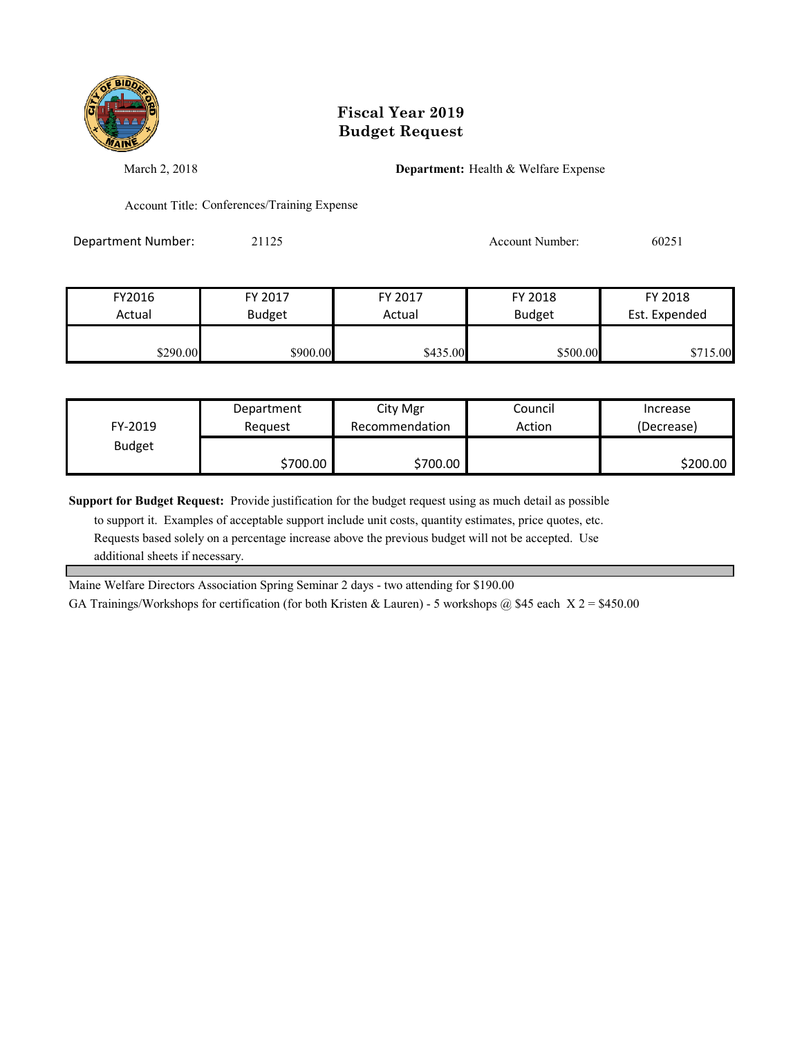# Fiscal Year 2019
# Budget Request

March 2, 2018

**Department:** Health & Welfare Expense

Account Title: Conferences/Training Expense

Department Number: 21125

Account Number: 60251

| FY2016 Actual | FY 2017 Budget | FY 2017 Actual | FY 2018 Budget | FY 2018 Est. Expended |
|---|---|---|---|---|
| $290.00 | $900.00 | $435.00 | $500.00 | $715.00 |

| FY-2019 Budget | Department Request | City Mgr Recommendation | Council Action | Increase (Decrease) |
|---|---|---|---|---|
| | $700.00 | $700.00 | | $200.00 |

**Support for Budget Request:** Provide justification for the budget request using as much detail as possible to support it. Examples of acceptable support include unit costs, quantity estimates, price quotes, etc. Requests based solely on a percentage increase above the previous budget will not be accepted. Use additional sheets if necessary.

Maine Welfare Directors Association Spring Seminar 2 days - two attending for $190.00

GA Trainings/Workshops for certification (for both Kristen & Lauren) - 5 workshops @ $45 each X 2 = $450.00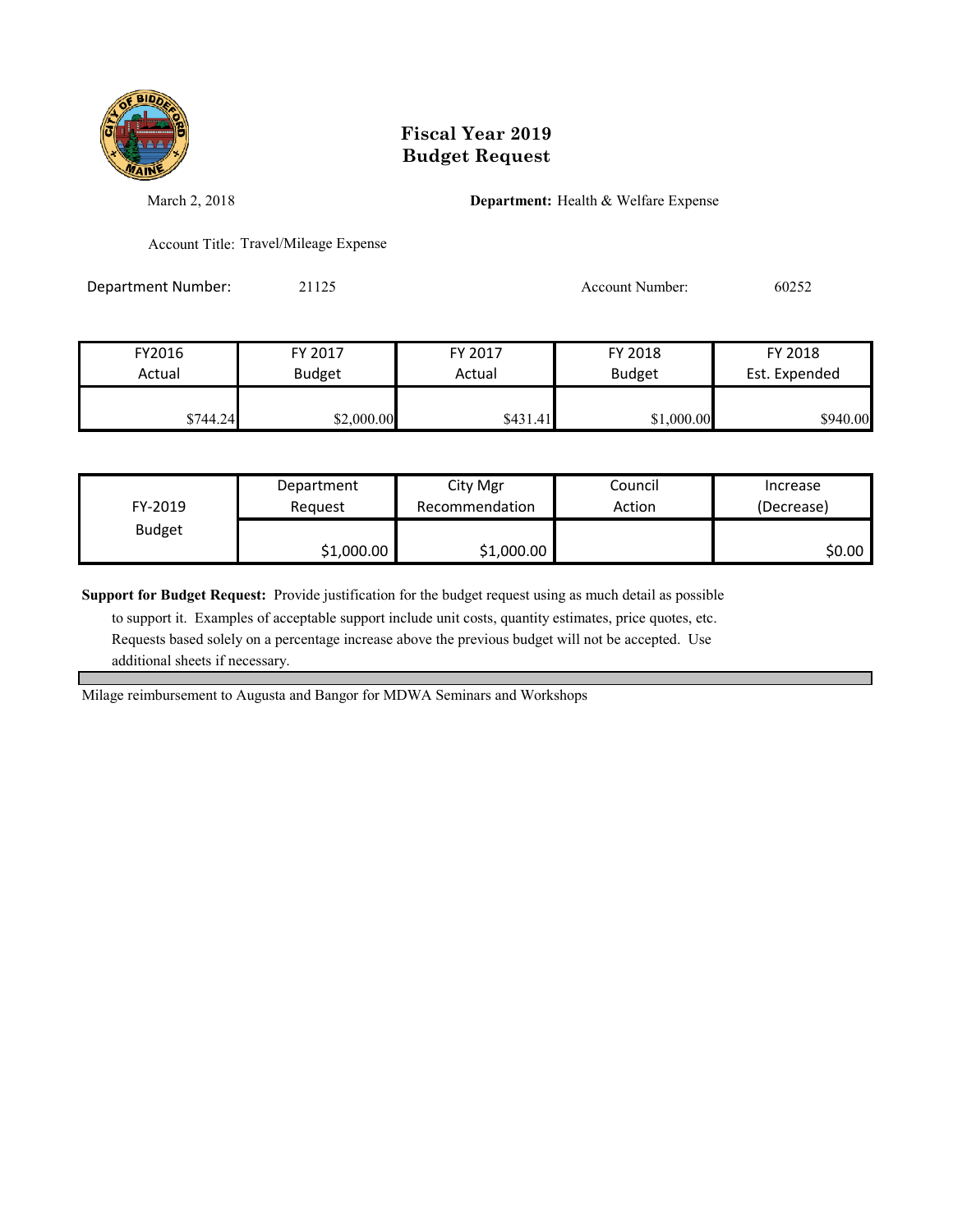# Fiscal Year 2019
# Budget Request

March 2, 2018

**Department:** Health & Welfare Expense

Account Title: Travel/Mileage Expense

Department Number: 21125

Account Number: 60252

| FY2016 Actual | FY 2017 Budget | FY 2017 Actual | FY 2018 Budget | FY 2018 Est. Expended |
|---|---|---|---|---|
| $744.24 | $2,000.00 | $431.41 | $1,000.00 | $940.00 |

| FY-2019 Budget | Department Request | City Mgr Recommendation | Council Action | Increase (Decrease) |
|---|---|---|---|---|
| | $1,000.00 | $1,000.00 | | $0.00 |

**Support for Budget Request:** Provide justification for the budget request using as much detail as possible to support it. Examples of acceptable support include unit costs, quantity estimates, price quotes, etc. Requests based solely on a percentage increase above the previous budget will not be accepted. Use additional sheets if necessary.

Milage reimbursement to Augusta and Bangor for MDWA Seminars and Workshops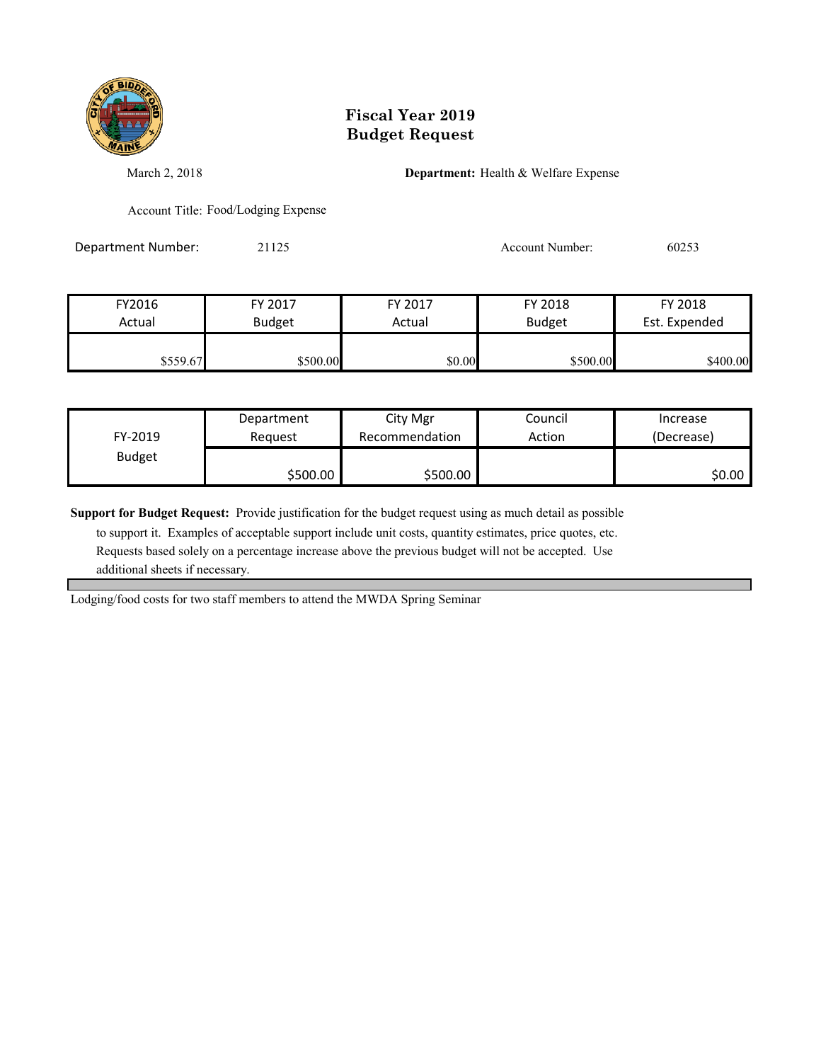# Fiscal Year 2019
# Budget Request

March 2, 2018

**Department:** Health & Welfare Expense

Account Title: Food/Lodging Expense

Department Number: 21125

Account Number: 60253

| FY2016 Actual | FY 2017 Budget | FY 2017 Actual | FY 2018 Budget | FY 2018 Est. Expended |
|---|---|---|---|---|
| $559.67 | $500.00 | $0.00 | $500.00 | $400.00 |

| FY-2019 Budget | Department Request | City Mgr Recommendation | Council Action | Increase (Decrease) |
|---|---|---|---|---|
| | $500.00 | $500.00 | | $0.00 |

**Support for Budget Request:** Provide justification for the budget request using as much detail as possible to support it. Examples of acceptable support include unit costs, quantity estimates, price quotes, etc. Requests based solely on a percentage increase above the previous budget will not be accepted. Use additional sheets if necessary.

Lodging/food costs for two staff members to attend the MWDA Spring Seminar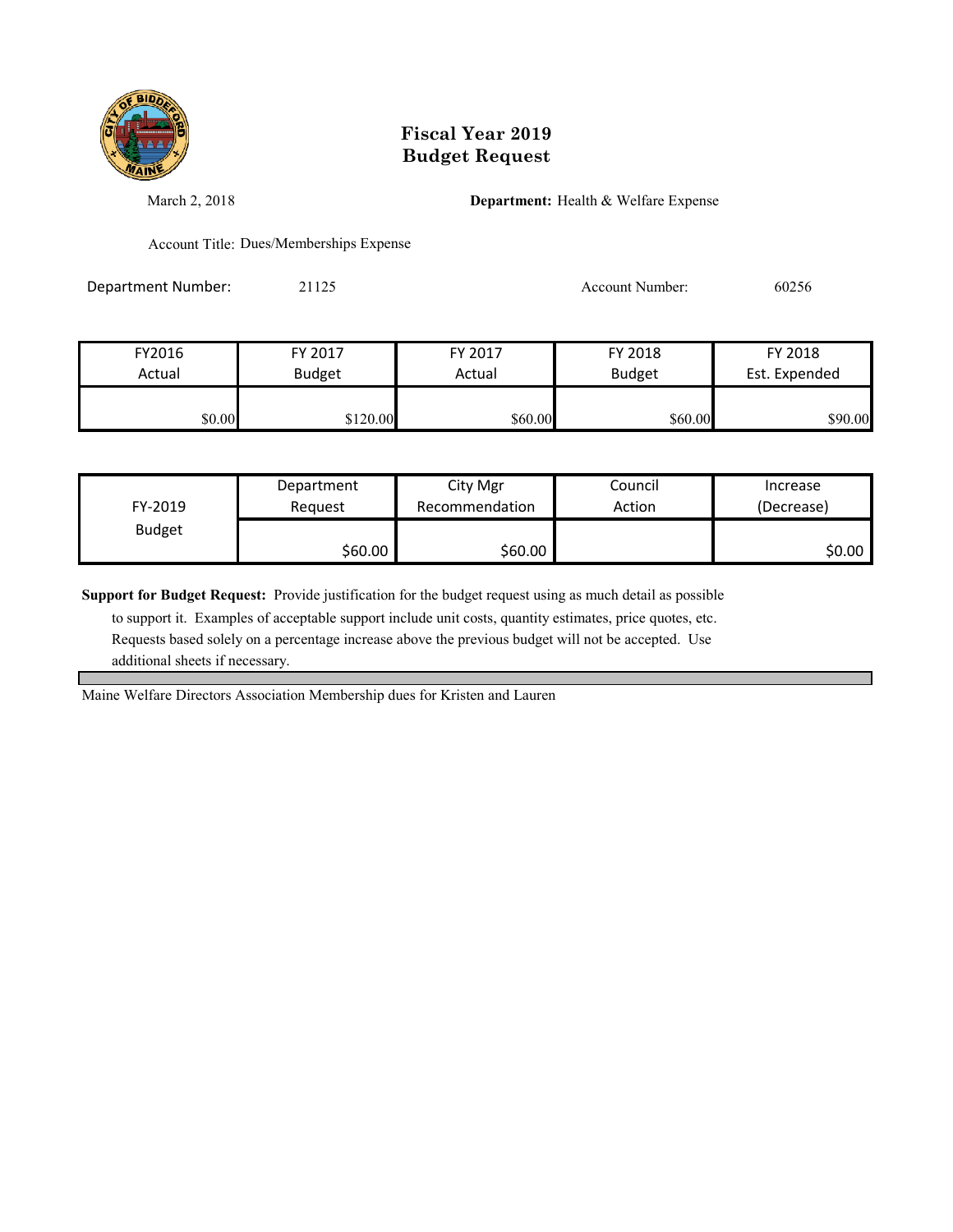# Fiscal Year 2019
# Budget Request

March 2, 2018

**Department:** Health & Welfare Expense

Account Title: Dues/Memberships Expense

Department Number: 21125

Account Number: 60256

| FY2016 Actual | FY 2017 Budget | FY 2017 Actual | FY 2018 Budget | FY 2018 Est. Expended |
|---|---|---|---|---|
| $0.00 | $120.00 | $60.00 | $60.00 | $90.00 |

| FY-2019 Budget | Department Request | City Mgr Recommendation | Council Action | Increase (Decrease) |
|---|---|---|---|---|
| | $60.00 | $60.00 | | $0.00 |

**Support for Budget Request:** Provide justification for the budget request using as much detail as possible to support it. Examples of acceptable support include unit costs, quantity estimates, price quotes, etc. Requests based solely on a percentage increase above the previous budget will not be accepted. Use additional sheets if necessary.

Maine Welfare Directors Association Membership dues for Kristen and Lauren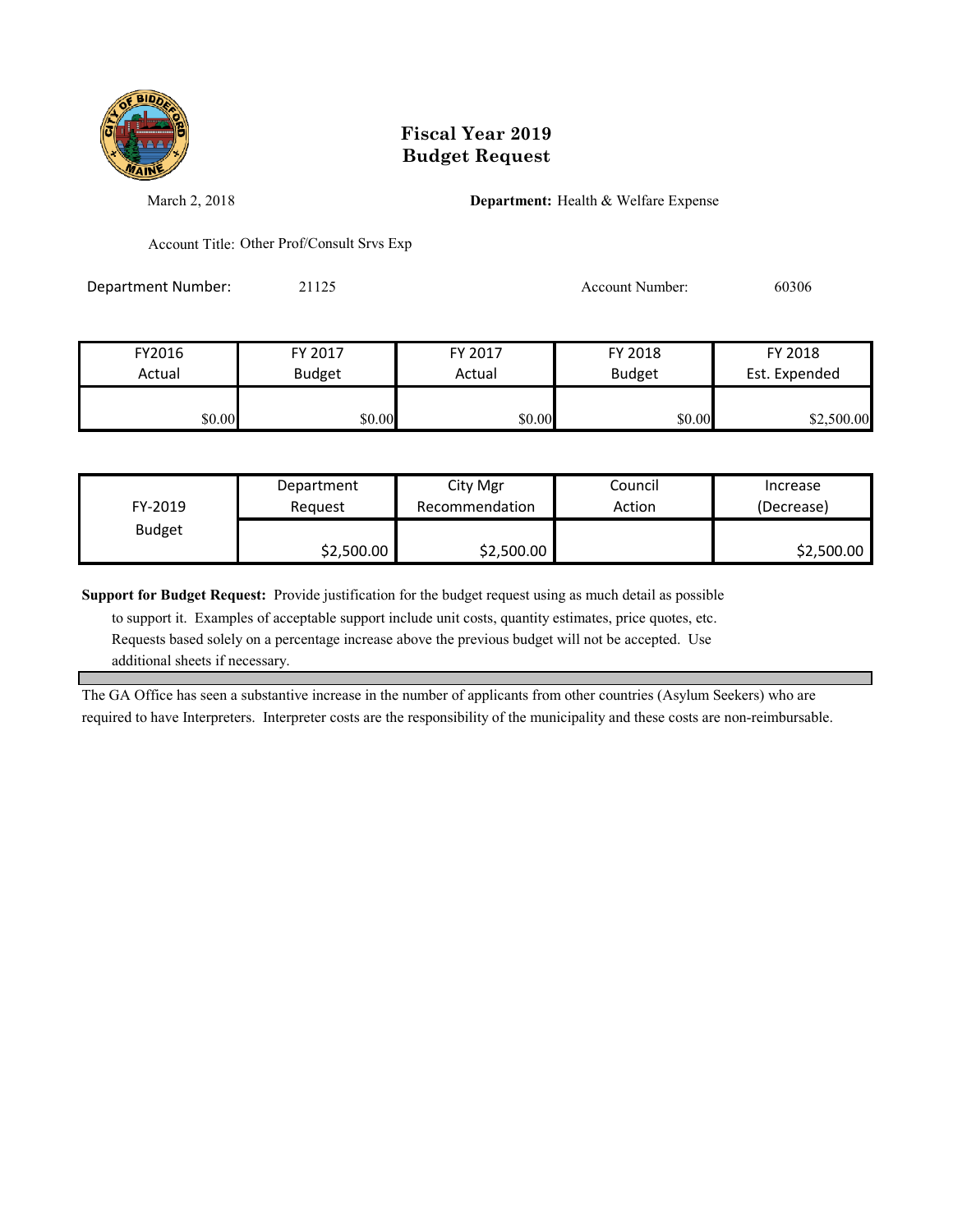# Fiscal Year 2019
# Budget Request

March 2, 2018

**Department:** Health & Welfare Expense

Account Title: Other Prof/Consult Srvs Exp

Department Number: 21125

Account Number: 60306

| FY2016 Actual | FY 2017 Budget | FY 2017 Actual | FY 2018 Budget | FY 2018 Est. Expended |
|---|---|---|---|---|
| $0.00 | $0.00 | $0.00 | $0.00 | $2,500.00 |

| FY-2019 Budget | Department Request | City Mgr Recommendation | Council Action | Increase (Decrease) |
|---|---|---|---|---|
| | $2,500.00 | $2,500.00 | | $2,500.00 |

**Support for Budget Request:** Provide justification for the budget request using as much detail as possible to support it. Examples of acceptable support include unit costs, quantity estimates, price quotes, etc. Requests based solely on a percentage increase above the previous budget will not be accepted. Use additional sheets if necessary.

The GA Office has seen a substantive increase in the number of applicants from other countries (Asylum Seekers) who are required to have Interpreters. Interpreter costs are the responsibility of the municipality and these costs are non-reimbursable.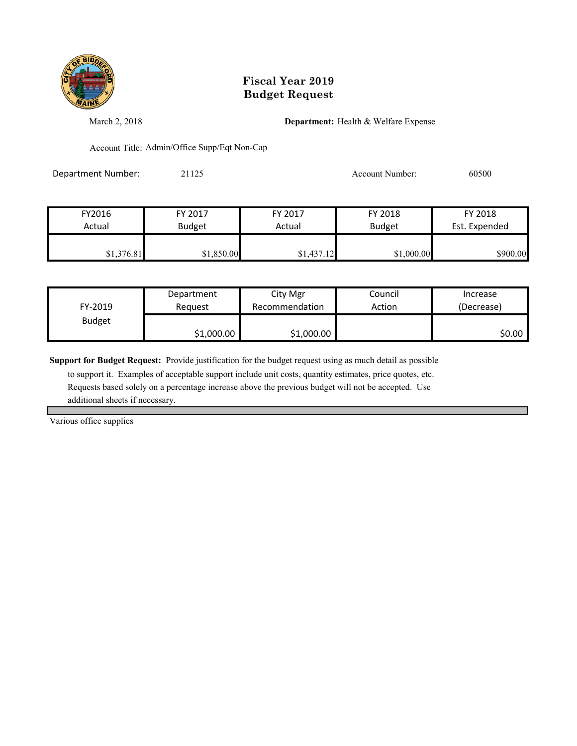# Fiscal Year 2019
# Budget Request

March 2, 2018

**Department:** Health & Welfare Expense

Account Title: Admin/Office Supp/Eqt Non-Cap

Department Number: 21125

Account Number: 60500

| FY2016 Actual | FY 2017 Budget | FY 2017 Actual | FY 2018 Budget | FY 2018 Est. Expended |
|---|---|---|---|---|
| $1,376.81 | $1,850.00 | $1,437.12 | $1,000.00 | $900.00 |

| FY-2019 Budget | Department Request | City Mgr Recommendation | Council Action | Increase (Decrease) |
|---|---|---|---|---|
| | $1,000.00 | $1,000.00 | | $0.00 |

**Support for Budget Request:** Provide justification for the budget request using as much detail as possible to support it. Examples of acceptable support include unit costs, quantity estimates, price quotes, etc. Requests based solely on a percentage increase above the previous budget will not be accepted. Use additional sheets if necessary.

Various office supplies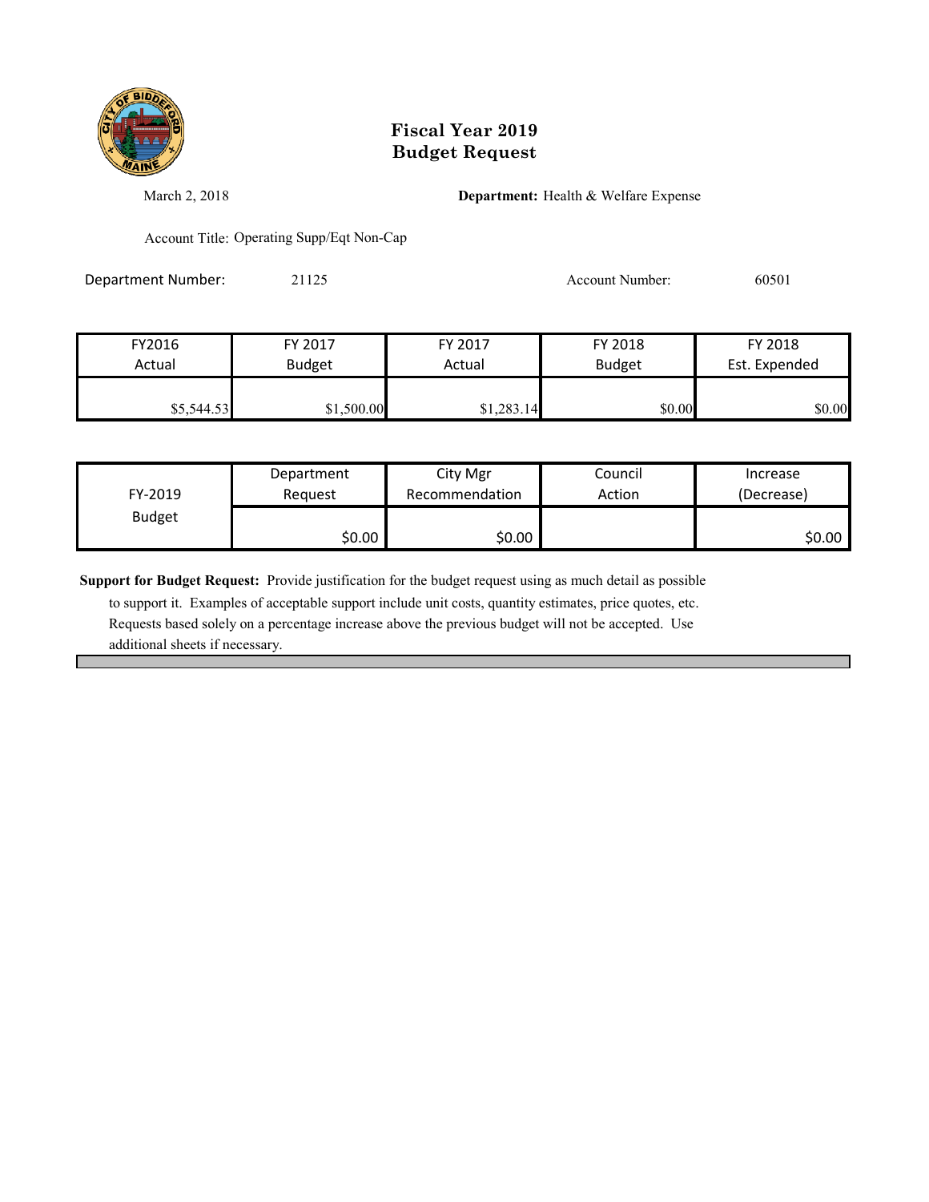# Fiscal Year 2019
# Budget Request

March 2, 2018

**Department:** Health & Welfare Expense

Account Title: Operating Supp/Eqt Non-Cap

Department Number: 21125

Account Number: 60501

| FY2016 Actual | FY 2017 Budget | FY 2017 Actual | FY 2018 Budget | FY 2018 Est. Expended |
|---|---|---|---|---|
| $5,544.53 | $1,500.00 | $1,283.14 | $0.00 | $0.00 |

| FY-2019 Budget | Department Request | City Mgr Recommendation | Council Action | Increase (Decrease) |
|---|---|---|---|---|
| | $0.00 | $0.00 | | $0.00 |

**Support for Budget Request:** Provide justification for the budget request using as much detail as possible to support it. Examples of acceptable support include unit costs, quantity estimates, price quotes, etc. Requests based solely on a percentage increase above the previous budget will not be accepted. Use additional sheets if necessary.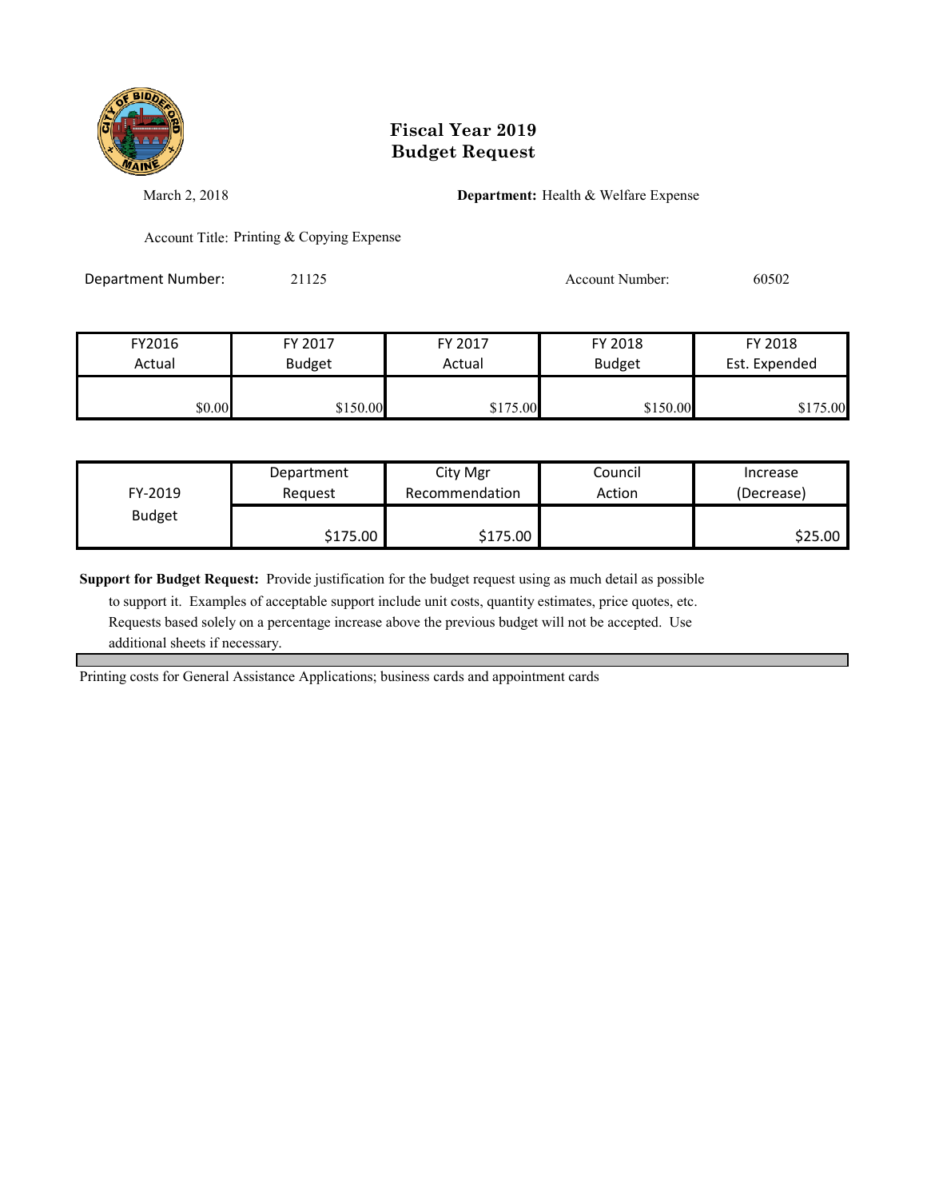# Fiscal Year 2019
# Budget Request

March 2, 2018

**Department:** Health & Welfare Expense

Account Title: Printing & Copying Expense

Department Number: 21125

Account Number: 60502

| FY2016 Actual | FY 2017 Budget | FY 2017 Actual | FY 2018 Budget | FY 2018 Est. Expended |
|---|---|---|---|---|
| $0.00 | $150.00 | $175.00 | $150.00 | $175.00 |

| FY-2019 Budget | Department Request | City Mgr Recommendation | Council Action | Increase (Decrease) |
|---|---|---|---|---|
| | $175.00 | $175.00 | | $25.00 |

**Support for Budget Request:** Provide justification for the budget request using as much detail as possible to support it. Examples of acceptable support include unit costs, quantity estimates, price quotes, etc. Requests based solely on a percentage increase above the previous budget will not be accepted. Use additional sheets if necessary.

Printing costs for General Assistance Applications; business cards and appointment cards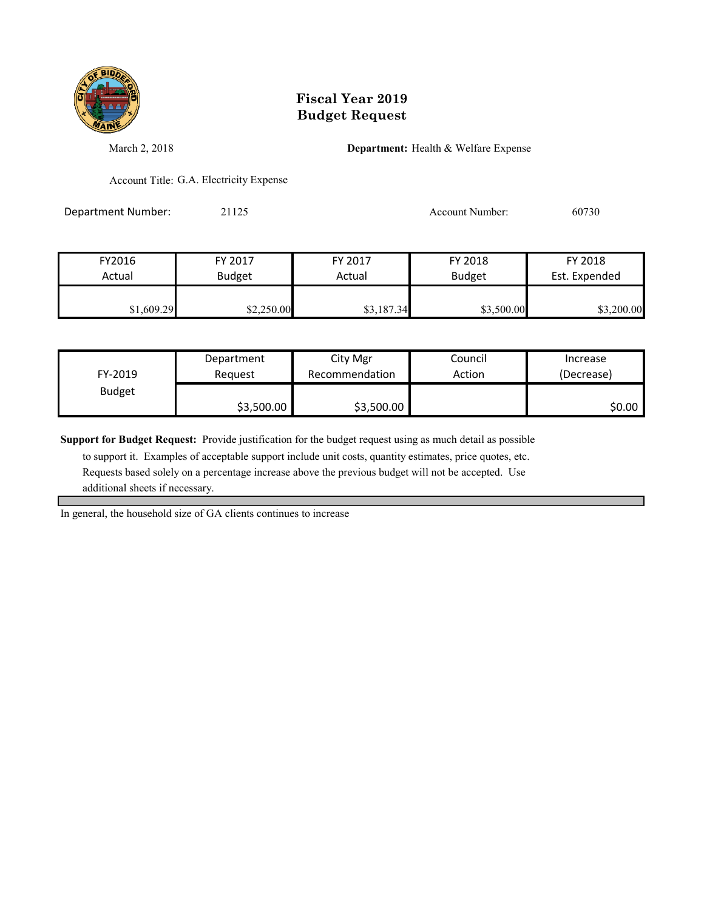# Fiscal Year 2019
# Budget Request

March 2, 2018

**Department:** Health & Welfare Expense

Account Title: G.A. Electricity Expense

Department Number: 21125

Account Number: 60730

| FY2016 Actual | FY 2017 Budget | FY 2017 Actual | FY 2018 Budget | FY 2018 Est. Expended |
|---|---|---|---|---|
| $1,609.29 | $2,250.00 | $3,187.34 | $3,500.00 | $3,200.00 |

| FY-2019 Budget | Department Request | City Mgr Recommendation | Council Action | Increase (Decrease) |
|---|---|---|---|---|
| | $3,500.00 | $3,500.00 | | $0.00 |

**Support for Budget Request:** Provide justification for the budget request using as much detail as possible to support it. Examples of acceptable support include unit costs, quantity estimates, price quotes, etc. Requests based solely on a percentage increase above the previous budget will not be accepted. Use additional sheets if necessary.

In general, the household size of GA clients continues to increase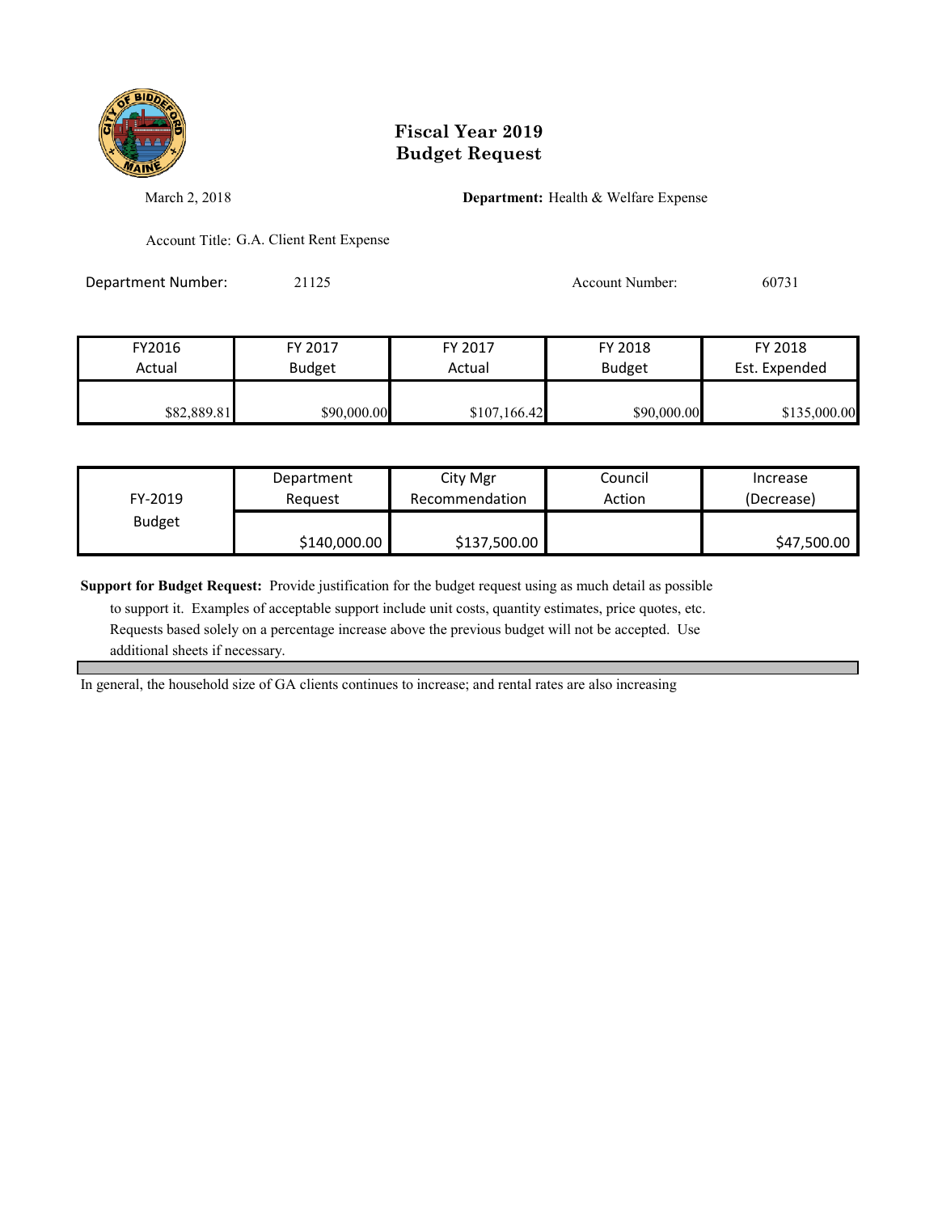# Fiscal Year 2019
# Budget Request

March 2, 2018

**Department:** Health & Welfare Expense

Account Title: G.A. Client Rent Expense

Department Number: 21125

Account Number: 60731

| FY2016 Actual | FY 2017 Budget | FY 2017 Actual | FY 2018 Budget | FY 2018 Est. Expended |
|---|---|---|---|---|
| $82,889.81 | $90,000.00 | $107,166.42 | $90,000.00 | $135,000.00 |

| FY-2019 Budget | Department Request | City Mgr Recommendation | Council Action | Increase (Decrease) |
|---|---|---|---|---|
| | $140,000.00 | $137,500.00 | | $47,500.00 |

**Support for Budget Request:** Provide justification for the budget request using as much detail as possible to support it. Examples of acceptable support include unit costs, quantity estimates, price quotes, etc. Requests based solely on a percentage increase above the previous budget will not be accepted. Use additional sheets if necessary.

In general, the household size of GA clients continues to increase; and rental rates are also increasing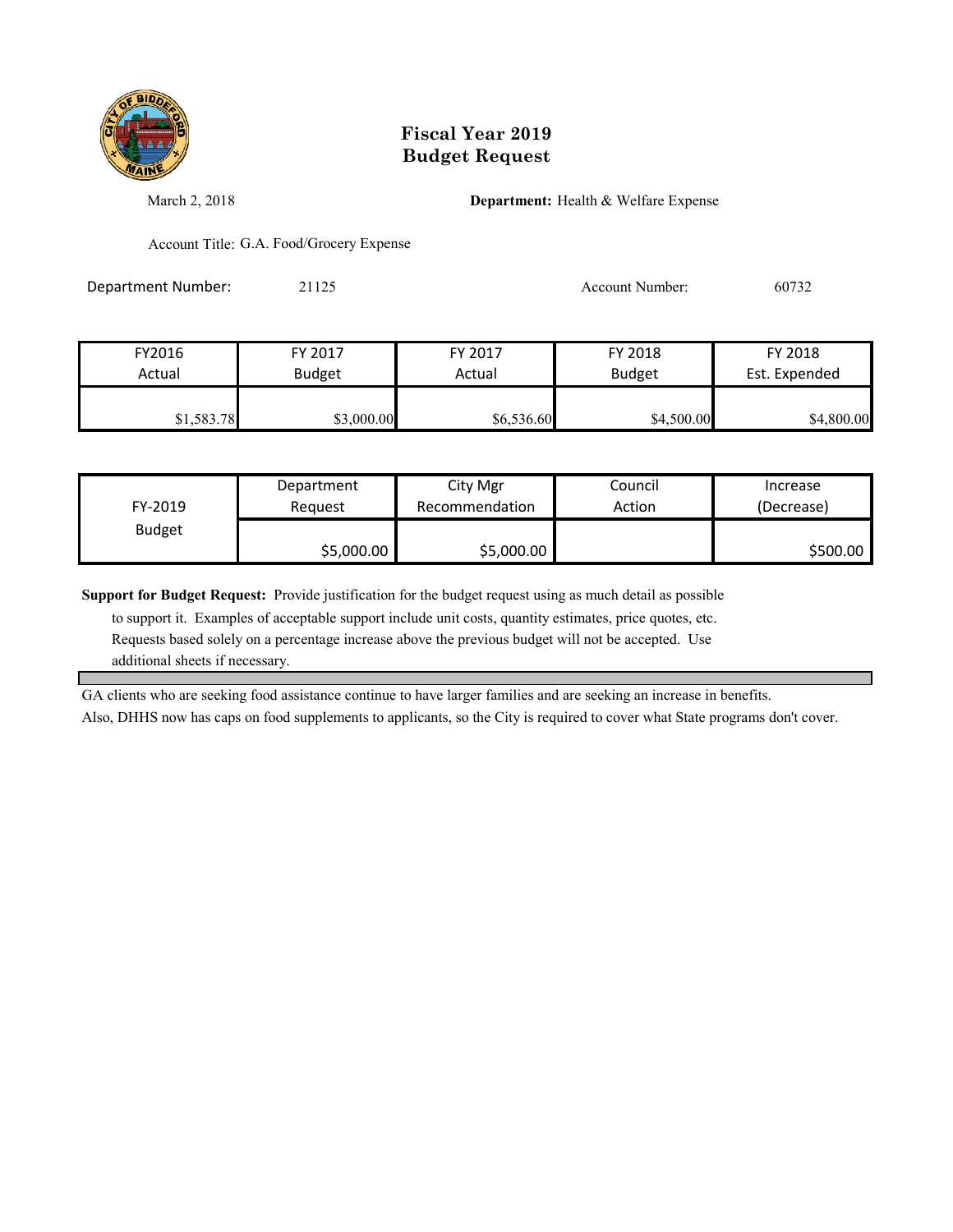# Fiscal Year 2019
# Budget Request

March 2, 2018

**Department:** Health & Welfare Expense

Account Title: G.A. Food/Grocery Expense

Department Number: 21125

Account Number: 60732

| FY2016 Actual | FY 2017 Budget | FY 2017 Actual | FY 2018 Budget | FY 2018 Est. Expended |
|---|---|---|---|---|
| $1,583.78 | $3,000.00 | $6,536.60 | $4,500.00 | $4,800.00 |

| FY-2019 Budget | Department Request | City Mgr Recommendation | Council Action | Increase (Decrease) |
|---|---|---|---|---|
| | $5,000.00 | $5,000.00 | | $500.00 |

**Support for Budget Request:** Provide justification for the budget request using as much detail as possible to support it. Examples of acceptable support include unit costs, quantity estimates, price quotes, etc. Requests based solely on a percentage increase above the previous budget will not be accepted. Use additional sheets if necessary.

GA clients who are seeking food assistance continue to have larger families and are seeking an increase in benefits.
Also, DHHS now has caps on food supplements to applicants, so the City is required to cover what State programs don't cover.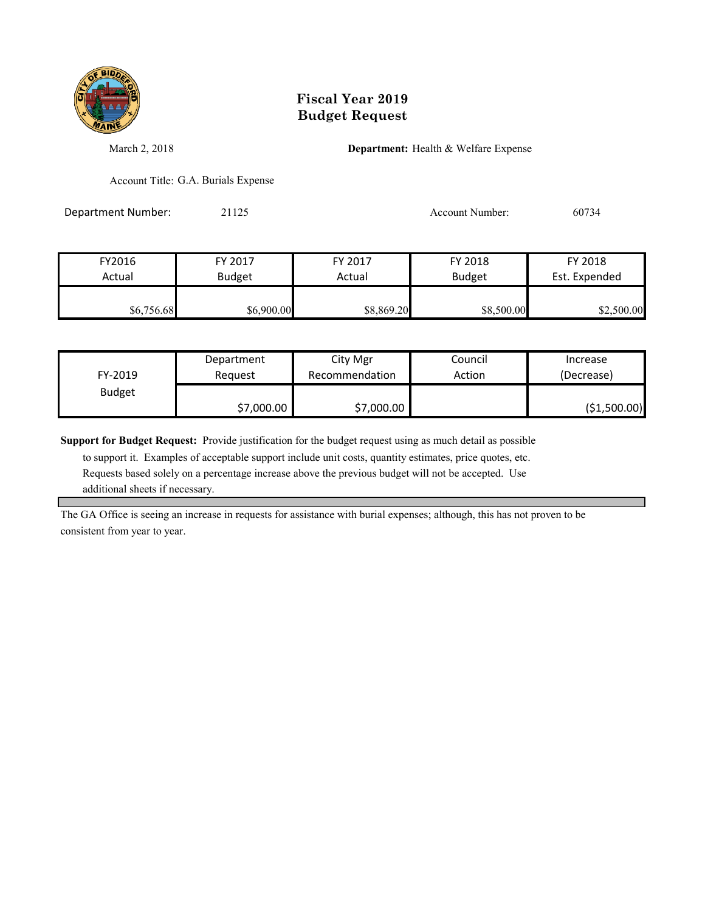# Fiscal Year 2019
# Budget Request

March 2, 2018

**Department:** Health & Welfare Expense

Account Title: G.A. Burials Expense

Department Number: 21125

Account Number: 60734

| FY2016 Actual | FY 2017 Budget | FY 2017 Actual | FY 2018 Budget | FY 2018 Est. Expended |
|---|---|---|---|---|
| $6,756.68 | $6,900.00 | $8,869.20 | $8,500.00 | $2,500.00 |

| FY-2019 Budget | Department Request | City Mgr Recommendation | Council Action | Increase (Decrease) |
|---|---|---|---|---|
| | $7,000.00 | $7,000.00 | | ($1,500.00) |

**Support for Budget Request:** Provide justification for the budget request using as much detail as possible to support it. Examples of acceptable support include unit costs, quantity estimates, price quotes, etc. Requests based solely on a percentage increase above the previous budget will not be accepted. Use additional sheets if necessary.

The GA Office is seeing an increase in requests for assistance with burial expenses; although, this has not proven to be consistent from year to year.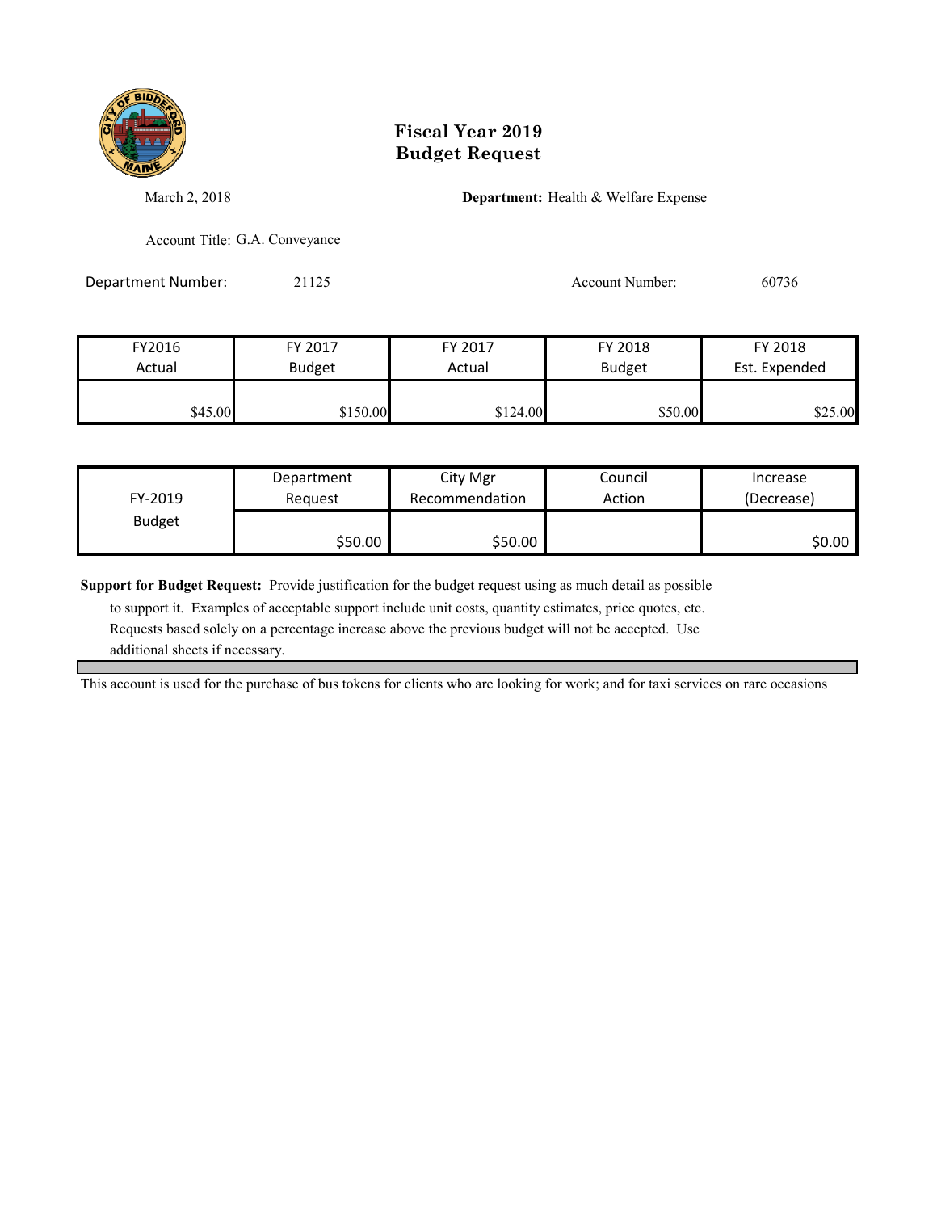# Fiscal Year 2019
# Budget Request

March 2, 2018

**Department:** Health & Welfare Expense

Account Title: G.A. Conveyance

Department Number: 21125

Account Number: 60736

| FY2016 Actual | FY 2017 Budget | FY 2017 Actual | FY 2018 Budget | FY 2018 Est. Expended |
|---|---|---|---|---|
| $45.00 | $150.00 | $124.00 | $50.00 | $25.00 |

| FY-2019 Budget | Department Request | City Mgr Recommendation | Council Action | Increase (Decrease) |
|---|---|---|---|---|
| | $50.00 | $50.00 | | $0.00 |

**Support for Budget Request:** Provide justification for the budget request using as much detail as possible to support it. Examples of acceptable support include unit costs, quantity estimates, price quotes, etc. Requests based solely on a percentage increase above the previous budget will not be accepted. Use additional sheets if necessary.

This account is used for the purchase of bus tokens for clients who are looking for work; and for taxi services on rare occasions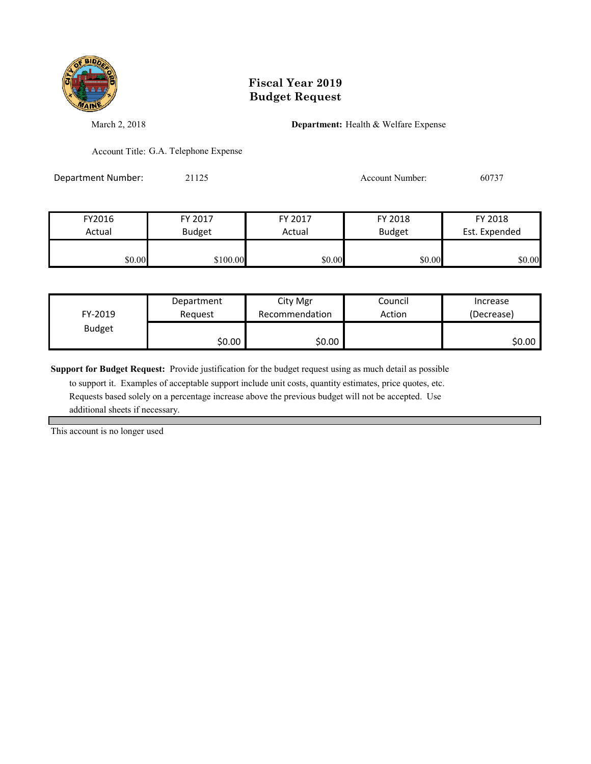# Fiscal Year 2019
# Budget Request

March 2, 2018

**Department:** Health & Welfare Expense

Account Title: G.A. Telephone Expense

Department Number: 21125

Account Number: 60737

| FY2016 Actual | FY 2017 Budget | FY 2017 Actual | FY 2018 Budget | FY 2018 Est. Expended |
|---|---|---|---|---|
| $0.00 | $100.00 | $0.00 | $0.00 | $0.00 |

| FY-2019 Budget | Department Request | City Mgr Recommendation | Council Action | Increase (Decrease) |
|---|---|---|---|---|
| | $0.00 | $0.00 | | $0.00 |

**Support for Budget Request:** Provide justification for the budget request using as much detail as possible to support it. Examples of acceptable support include unit costs, quantity estimates, price quotes, etc. Requests based solely on a percentage increase above the previous budget will not be accepted. Use additional sheets if necessary.

This account is no longer used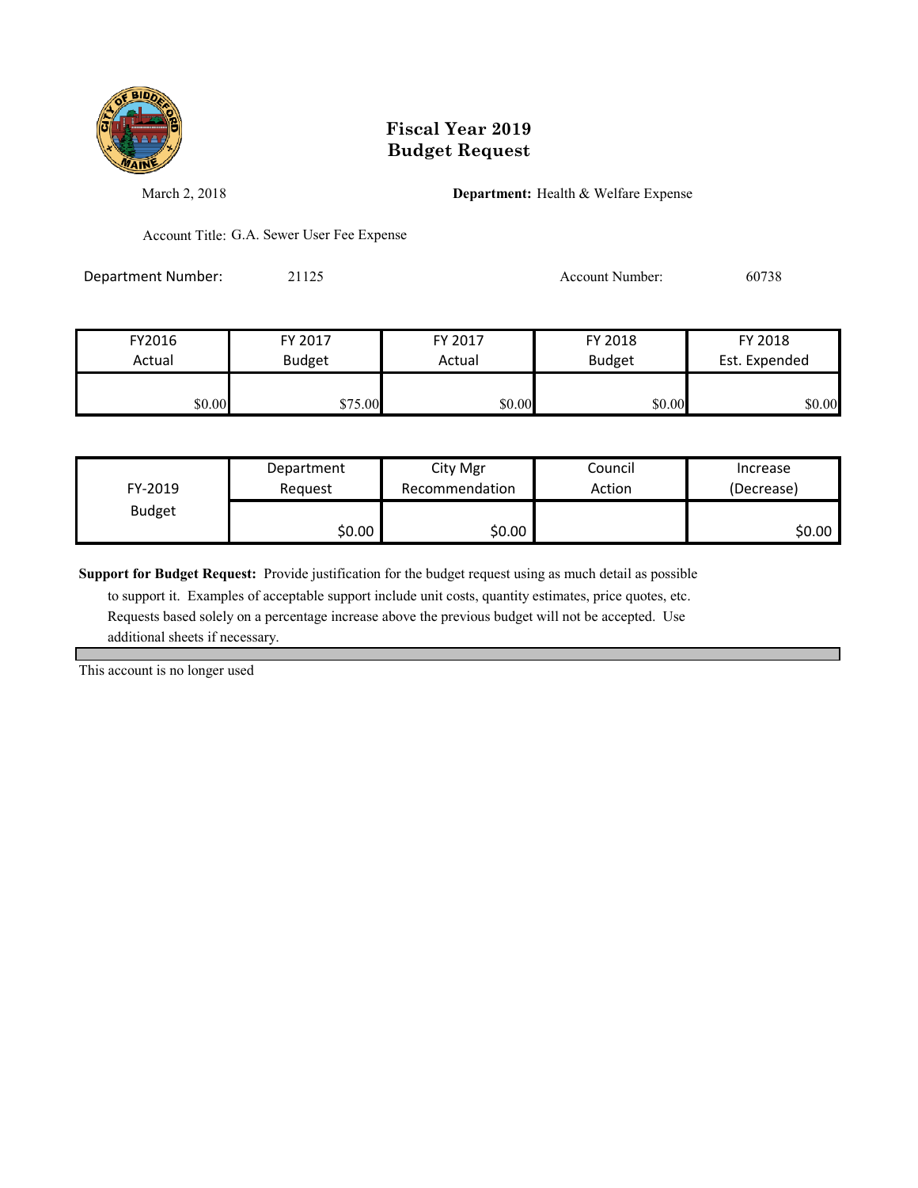# Fiscal Year 2019
# Budget Request

March 2, 2018

**Department:** Health & Welfare Expense

Account Title: G.A. Sewer User Fee Expense

Department Number: 21125

Account Number: 60738

| FY2016 Actual | FY 2017 Budget | FY 2017 Actual | FY 2018 Budget | FY 2018 Est. Expended |
|---|---|---|---|---|
| $0.00 | $75.00 | $0.00 | $0.00 | $0.00 |

| FY-2019 Budget | Department Request | City Mgr Recommendation | Council Action | Increase (Decrease) |
|---|---|---|---|---|
| | $0.00 | $0.00 | | $0.00 |

**Support for Budget Request:** Provide justification for the budget request using as much detail as possible to support it. Examples of acceptable support include unit costs, quantity estimates, price quotes, etc. Requests based solely on a percentage increase above the previous budget will not be accepted. Use additional sheets if necessary.

This account is no longer used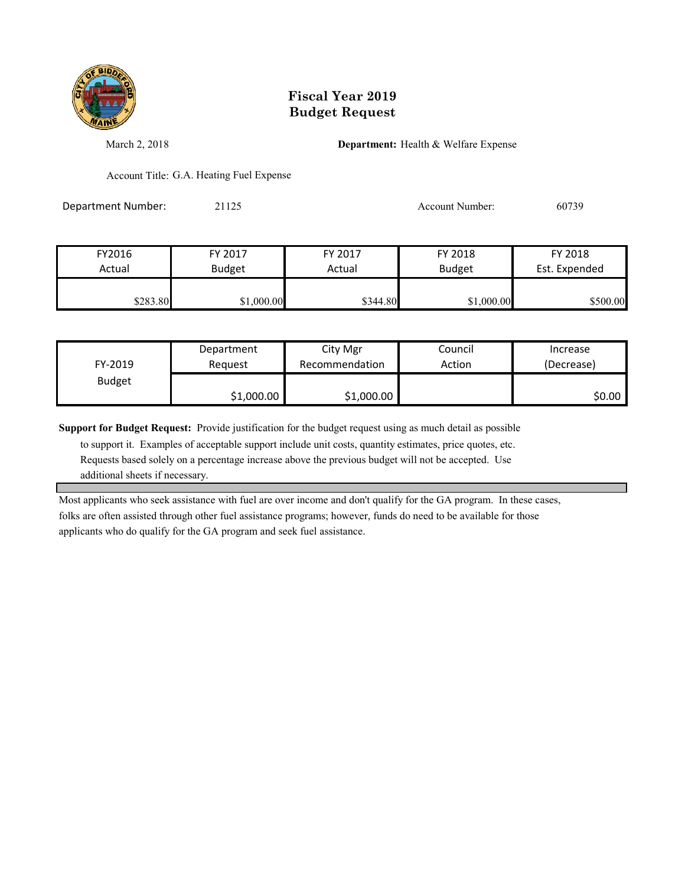# Fiscal Year 2019
# Budget Request

March 2, 2018

**Department:** Health & Welfare Expense

Account Title: G.A. Heating Fuel Expense

Department Number: 21125

Account Number: 60739

| FY2016 Actual | FY 2017 Budget | FY 2017 Actual | FY 2018 Budget | FY 2018 Est. Expended |
|---|---|---|---|---|
| $283.80 | $1,000.00 | $344.80 | $1,000.00 | $500.00 |

| FY-2019 Budget | Department Request | City Mgr Recommendation | Council Action | Increase (Decrease) |
|---|---|---|---|---|
| | $1,000.00 | $1,000.00 | | $0.00 |

**Support for Budget Request:** Provide justification for the budget request using as much detail as possible to support it. Examples of acceptable support include unit costs, quantity estimates, price quotes, etc. Requests based solely on a percentage increase above the previous budget will not be accepted. Use additional sheets if necessary.

Most applicants who seek assistance with fuel are over income and don't qualify for the GA program. In these cases, folks are often assisted through other fuel assistance programs; however, funds do need to be available for those applicants who do qualify for the GA program and seek fuel assistance.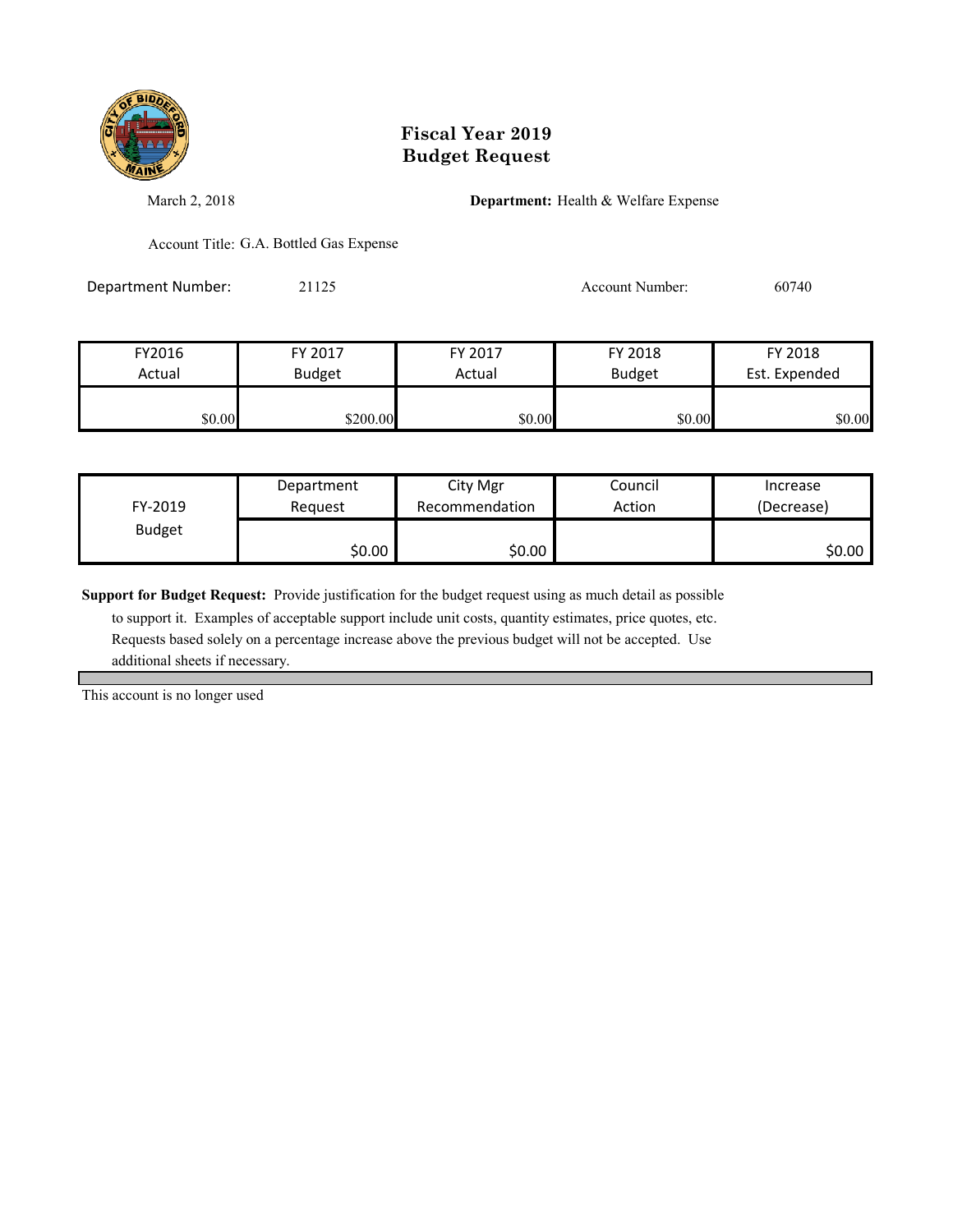# Fiscal Year 2019
# Budget Request

March 2, 2018

**Department:** Health & Welfare Expense

Account Title: G.A. Bottled Gas Expense

Department Number: 21125

Account Number: 60740

| FY2016 Actual | FY 2017 Budget | FY 2017 Actual | FY 2018 Budget | FY 2018 Est. Expended |
|---|---|---|---|---|
| $0.00 | $200.00 | $0.00 | $0.00 | $0.00 |

| FY-2019 Budget | Department Request | City Mgr Recommendation | Council Action | Increase (Decrease) |
|---|---|---|---|---|
| | $0.00 | $0.00 | | $0.00 |

**Support for Budget Request:** Provide justification for the budget request using as much detail as possible to support it. Examples of acceptable support include unit costs, quantity estimates, price quotes, etc. Requests based solely on a percentage increase above the previous budget will not be accepted. Use additional sheets if necessary.

This account is no longer used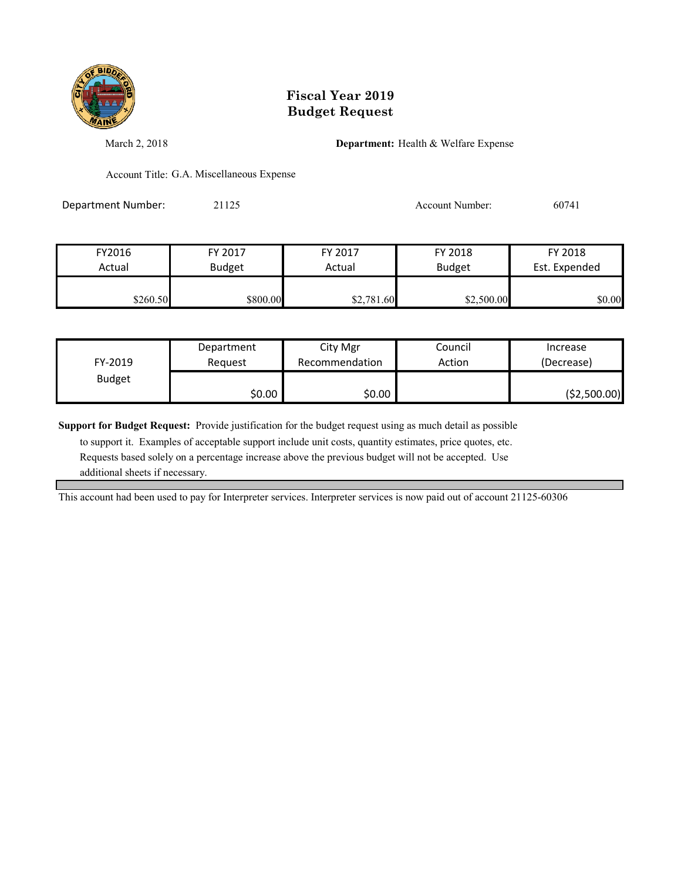# Fiscal Year 2019
# Budget Request

March 2, 2018

**Department:** Health & Welfare Expense

Account Title: G.A. Miscellaneous Expense

Department Number: 21125

Account Number: 60741

| FY2016 Actual | FY 2017 Budget | FY 2017 Actual | FY 2018 Budget | FY 2018 Est. Expended |
|---|---|---|---|---|
| $260.50 | $800.00 | $2,781.60 | $2,500.00 | $0.00 |

| FY-2019 Budget | Department Request | City Mgr Recommendation | Council Action | Increase (Decrease) |
|---|---|---|---|---|
| | $0.00 | $0.00 | | ($2,500.00) |

**Support for Budget Request:** Provide justification for the budget request using as much detail as possible to support it. Examples of acceptable support include unit costs, quantity estimates, price quotes, etc. Requests based solely on a percentage increase above the previous budget will not be accepted. Use additional sheets if necessary.

This account had been used to pay for Interpreter services. Interpreter services is now paid out of account 21125-60306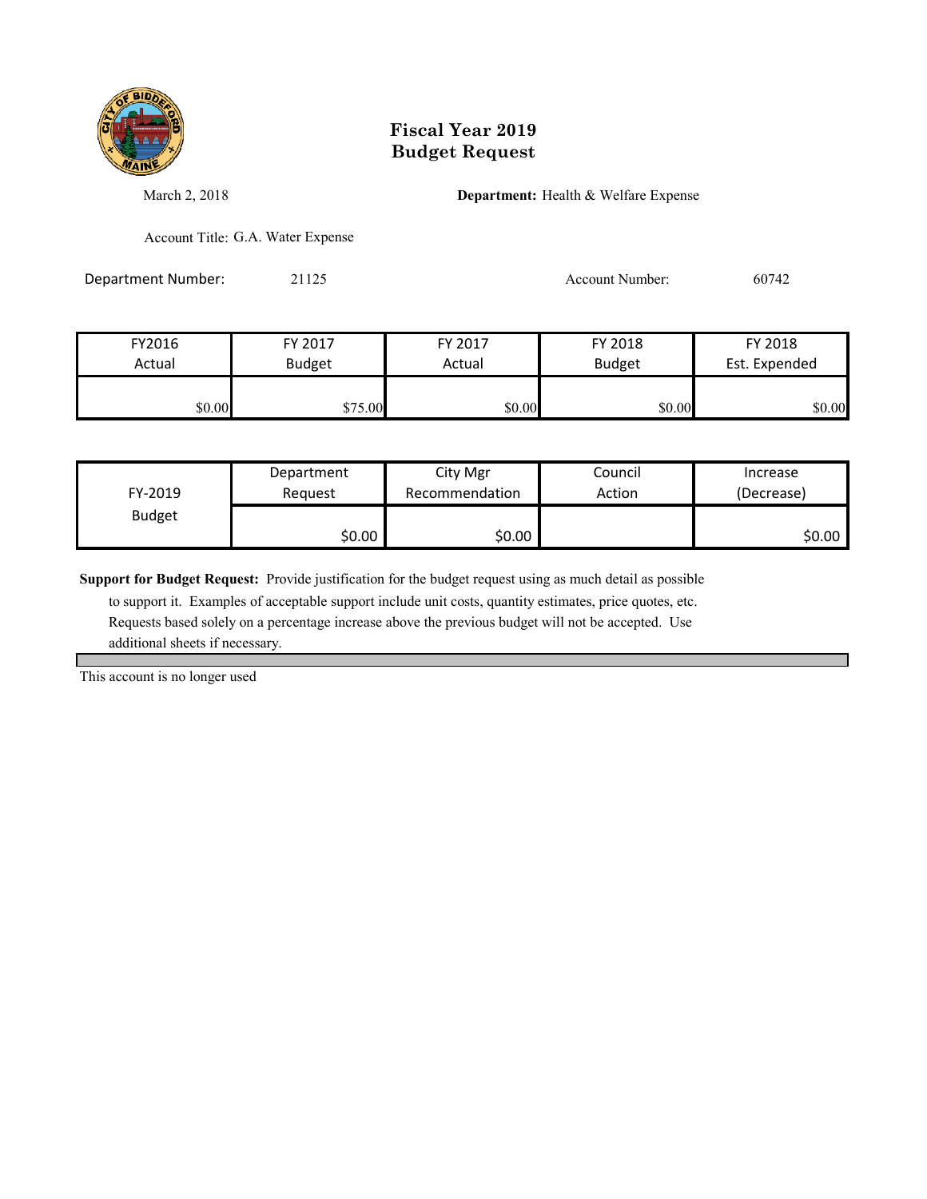# Fiscal Year 2019
# Budget Request

March 2, 2018

**Department:** Health & Welfare Expense

Account Title: G.A. Water Expense

Department Number: 21125

Account Number: 60742

| FY2016 Actual | FY 2017 Budget | FY 2017 Actual | FY 2018 Budget | FY 2018 Est. Expended |
|---|---|---|---|---|
| $0.00 | $75.00 | $0.00 | $0.00 | $0.00 |

| FY-2019 Budget | Department Request | City Mgr Recommendation | Council Action | Increase (Decrease) |
|---|---|---|---|---|
| | $0.00 | $0.00 | | $0.00 |

**Support for Budget Request:** Provide justification for the budget request using as much detail as possible to support it. Examples of acceptable support include unit costs, quantity estimates, price quotes, etc. Requests based solely on a percentage increase above the previous budget will not be accepted. Use additional sheets if necessary.

This account is no longer used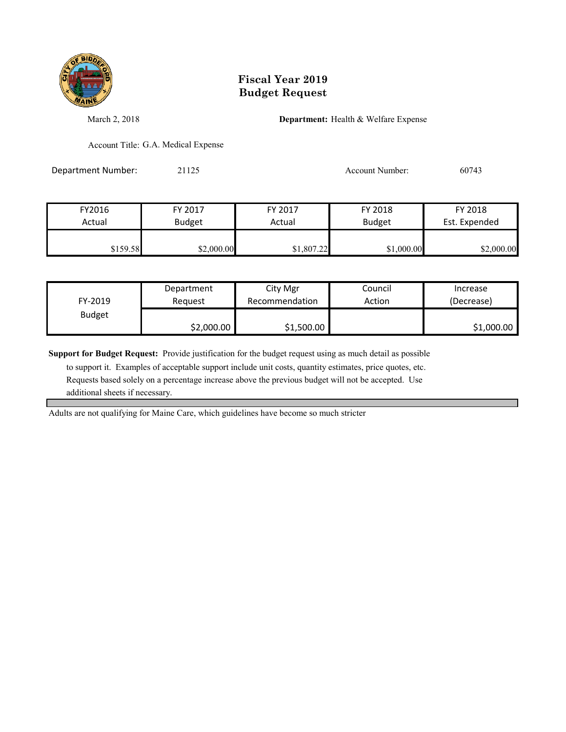# Fiscal Year 2019
# Budget Request

March 2, 2018

**Department:** Health & Welfare Expense

Account Title: G.A. Medical Expense

Department Number: 21125

Account Number: 60743

| FY2016 Actual | FY 2017 Budget | FY 2017 Actual | FY 2018 Budget | FY 2018 Est. Expended |
|---|---|---|---|---|
| $159.58 | $2,000.00 | $1,807.22 | $1,000.00 | $2,000.00 |

| FY-2019 Budget | Department Request | City Mgr Recommendation | Council Action | Increase (Decrease) |
|---|---|---|---|---|
| | $2,000.00 | $1,500.00 | | $1,000.00 |

**Support for Budget Request:** Provide justification for the budget request using as much detail as possible to support it. Examples of acceptable support include unit costs, quantity estimates, price quotes, etc. Requests based solely on a percentage increase above the previous budget will not be accepted. Use additional sheets if necessary.

Adults are not qualifying for Maine Care, which guidelines have become so much stricter